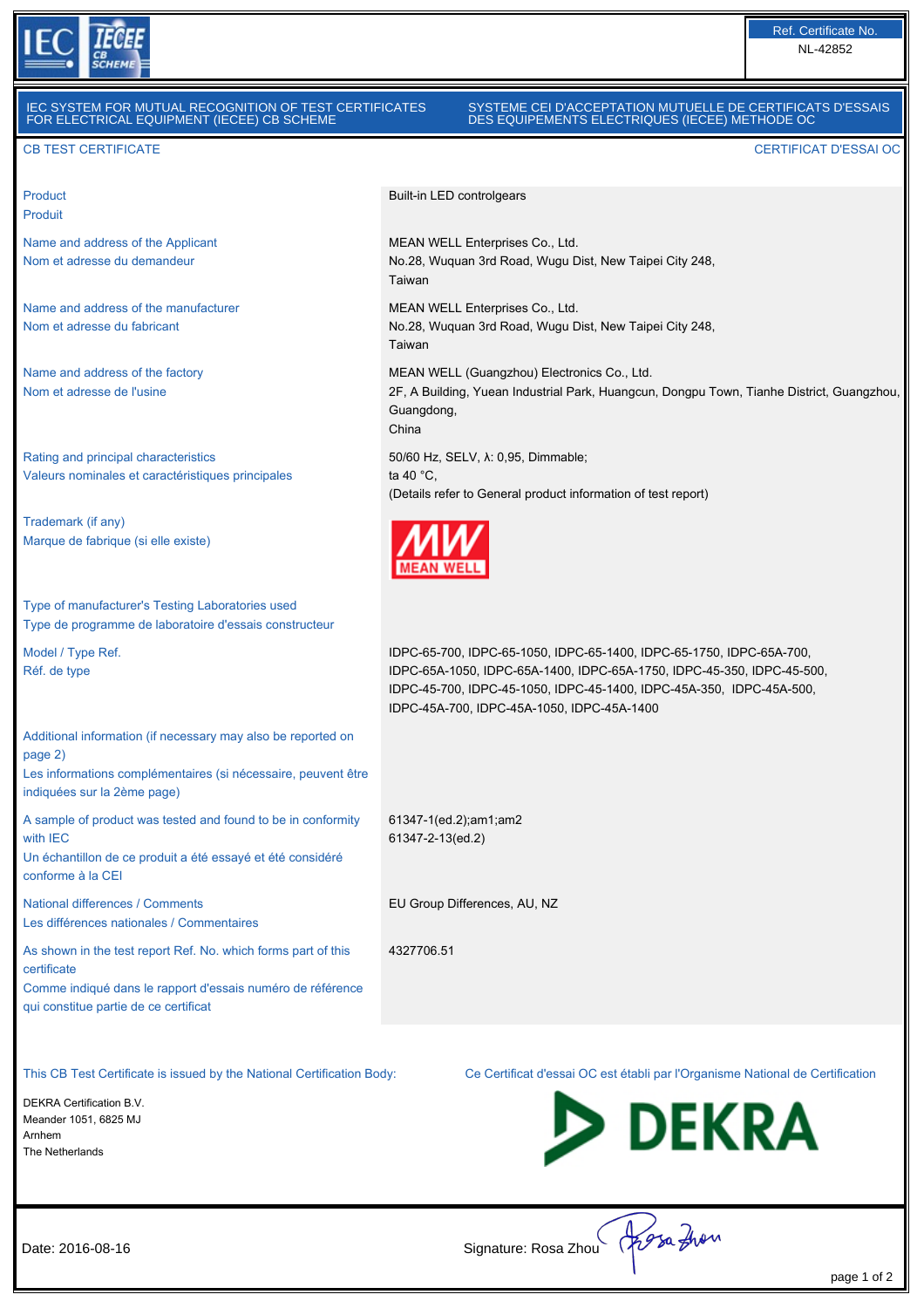Ref. Certificate No.
NL-42852

**IEC SYSTEM FOR MUTUAL RECOGNITION OF TEST CERTIFICATES FOR ELECTRICAL EQUIPMENT (IECEE) CB SCHEME**

**SYSTEME CEI D'ACCEPTATION MUTUELLE DE CERTIFICATS D'ESSAIS DES EQUIPEMENTS ELECTRIQUES (IECEE) METHODE OC**

## CB TEST CERTIFICATE / CERTIFICAT D'ESSAI OC

| | |
|---|---|
| Product<br>Produit | Built-in LED controlgears |
| Name and address of the Applicant<br>Nom et adresse du demandeur | MEAN WELL Enterprises Co., Ltd.<br>No.28, Wuquan 3rd Road, Wugu Dist, New Taipei City 248,<br>Taiwan |
| Name and address of the manufacturer<br>Nom et adresse du fabricant | MEAN WELL Enterprises Co., Ltd.<br>No.28, Wuquan 3rd Road, Wugu Dist, New Taipei City 248,<br>Taiwan |
| Name and address of the factory<br>Nom et adresse de l'usine | MEAN WELL (Guangzhou) Electronics Co., Ltd.<br>2F, A Building, Yuean Industrial Park, Huangcun, Dongpu Town, Tianhe District, Guangzhou, Guangdong,<br>China |
| Rating and principal characteristics<br>Valeurs nominales et caractéristiques principales | 50/60 Hz, SELV, λ: 0,95, Dimmable;<br>ta 40 °C,<br>(Details refer to General product information of test report) |
| Trademark (if any)<br>Marque de fabrique (si elle existe) | MW MEAN WELL |
| Type of manufacturer's Testing Laboratories used<br>Type de programme de laboratoire d'essais constructeur | |
| Model / Type Ref.<br>Réf. de type | IDPC-65-700, IDPC-65-1050, IDPC-65-1400, IDPC-65-1750, IDPC-65A-700, IDPC-65A-1050, IDPC-65A-1400, IDPC-65A-1750, IDPC-45-350, IDPC-45-500, IDPC-45-700, IDPC-45-1050, IDPC-45-1400, IDPC-45A-350, IDPC-45A-500, IDPC-45A-700, IDPC-45A-1050, IDPC-45A-1400 |
| Additional information (if necessary may also be reported on page 2)<br>Les informations complémentaires (si nécessaire, peuvent être indiquées sur la 2ème page) | |
| A sample of product was tested and found to be in conformity with IEC<br>Un échantillon de ce produit a été essayé et été considéré conforme à la CEI | 61347-1(ed.2);am1;am2<br>61347-2-13(ed.2) |
| National differences / Comments<br>Les différences nationales / Commentaires | EU Group Differences, AU, NZ |
| As shown in the test report Ref. No. which forms part of this certificate<br>Comme indiqué dans le rapport d'essais numéro de référence qui constitue partie de ce certificat | 4327706.51 |

This CB Test Certificate is issued by the National Certification Body:

Ce Certificat d'essai OC est établi par l'Organisme National de Certification

DEKRA Certification B.V.
Meander 1051, 6825 MJ
Arnhem
The Netherlands

DEKRA

Date: 2016-08-16

Signature: Rosa Zhou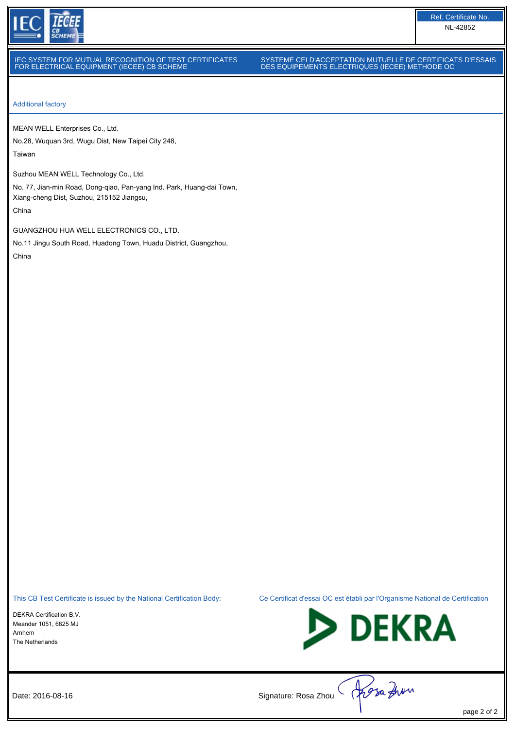Ref. Certificate No.
NL-42852

IEC SYSTEM FOR MUTUAL RECOGNITION OF TEST CERTIFICATES FOR ELECTRICAL EQUIPMENT (IECEE) CB SCHEME

SYSTEME CEI D'ACCEPTATION MUTUELLE DE CERTIFICATS D'ESSAIS DES EQUIPEMENTS ELECTRIQUES (IECEE) METHODE OC

## Additional factory

MEAN WELL Enterprises Co., Ltd.
No.28, Wuquan 3rd, Wugu Dist, New Taipei City 248,
Taiwan

Suzhou MEAN WELL Technology Co., Ltd.
No. 77, Jian-min Road, Dong-qiao, Pan-yang Ind. Park, Huang-dai Town,
Xiang-cheng Dist, Suzhou, 215152 Jiangsu,
China

GUANGZHOU HUA WELL ELECTRONICS CO., LTD.
No.11 Jingu South Road, Huadong Town, Huadu District, Guangzhou,
China

This CB Test Certificate is issued by the National Certification Body:

Ce Certificat d'essai OC est établi par l'Organisme National de Certification

DEKRA Certification B.V.
Meander 1051, 6825 MJ
Arnhem
The Netherlands

DEKRA

Date: 2016-08-16

Signature: Rosa Zhou